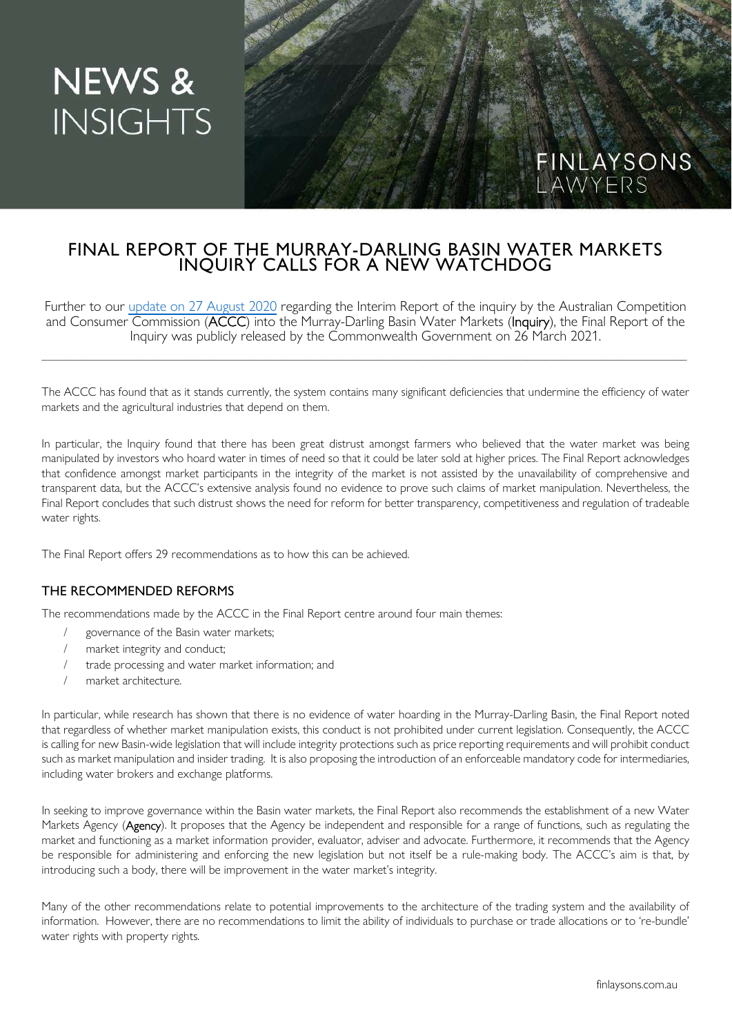# FINAL REPORT OF THE MURRAY-DARLING BASIN WATER MARKETS INQUIRY CALLS FOR A NEW WATCHDOG

Further to our [update on 27 August 2020]() regarding the Interim Report of the inquiry by the Australian Competition and Consumer Commission (**ACCC**) into the Murray-Darling Basin Water Markets (**Inquiry**), the Final Report of the Inquiry was publicly released by the Commonwealth Government on 26 March 2021.

---

The ACCC has found that as it stands currently, the system contains many significant deficiencies that undermine the efficiency of water markets and the agricultural industries that depend on them.

In particular, the Inquiry found that there has been great distrust amongst farmers who believed that the water market was being manipulated by investors who hoard water in times of need so that it could be later sold at higher prices. The Final Report acknowledges that confidence amongst market participants in the integrity of the market is not assisted by the unavailability of comprehensive and transparent data, but the ACCC's extensive analysis found no evidence to prove such claims of market manipulation. Nevertheless, the Final Report concludes that such distrust shows the need for reform for better transparency, competitiveness and regulation of tradeable water rights.

The Final Report offers 29 recommendations as to how this can be achieved.

## THE RECOMMENDED REFORMS

The recommendations made by the ACCC in the Final Report centre around four main themes:

- governance of the Basin water markets;
- market integrity and conduct;
- trade processing and water market information; and
- market architecture.

In particular, while research has shown that there is no evidence of water hoarding in the Murray-Darling Basin, the Final Report noted that regardless of whether market manipulation exists, this conduct is not prohibited under current legislation. Consequently, the ACCC is calling for new Basin-wide legislation that will include integrity protections such as price reporting requirements and will prohibit conduct such as market manipulation and insider trading. It is also proposing the introduction of an enforceable mandatory code for intermediaries, including water brokers and exchange platforms.

In seeking to improve governance within the Basin water markets, the Final Report also recommends the establishment of a new Water Markets Agency (**Agency**). It proposes that the Agency be independent and responsible for a range of functions, such as regulating the market and functioning as a market information provider, evaluator, adviser and advocate. Furthermore, it recommends that the Agency be responsible for administering and enforcing the new legislation but not itself be a rule-making body. The ACCC's aim is that, by introducing such a body, there will be improvement in the water market's integrity.

Many of the other recommendations relate to potential improvements to the architecture of the trading system and the availability of information. However, there are no recommendations to limit the ability of individuals to purchase or trade allocations or to 're-bundle' water rights with property rights.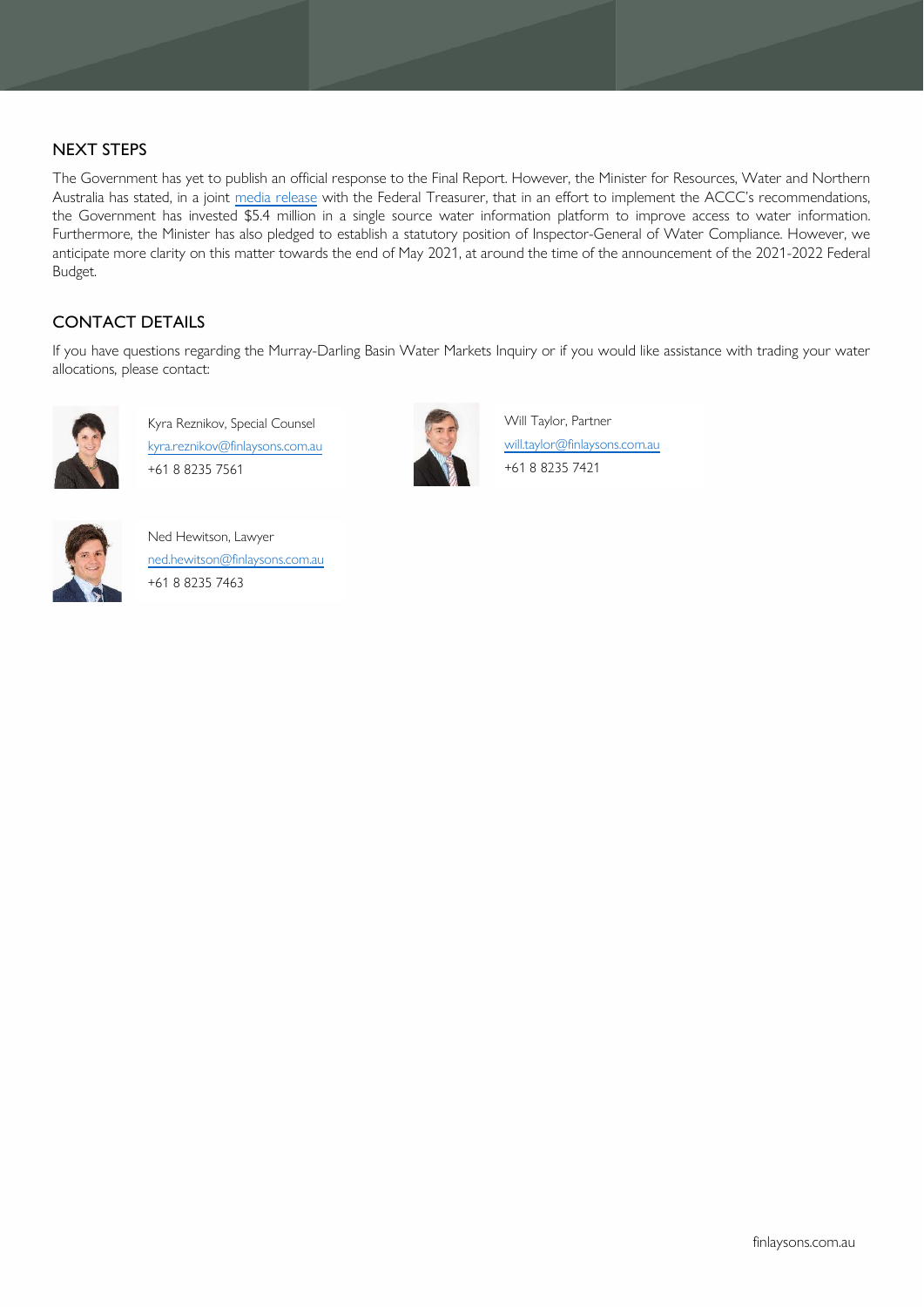## NEXT STEPS

The Government has yet to publish an official response to the Final Report. However, the Minister for Resources, Water and Northern Australia has stated, in a joint media release with the Federal Treasurer, that in an effort to implement the ACCC's recommendations, the Government has invested $5.4 million in a single source water information platform to improve access to water information. Furthermore, the Minister has also pledged to establish a statutory position of Inspector-General of Water Compliance. However, we anticipate more clarity on this matter towards the end of May 2021, at around the time of the announcement of the 2021-2022 Federal Budget.

## CONTACT DETAILS

If you have questions regarding the Murray-Darling Basin Water Markets Inquiry or if you would like assistance with trading your water allocations, please contact:

Kyra Reznikov, Special Counsel
kyra.reznikov@finlaysons.com.au
+61 8 8235 7561

Will Taylor, Partner
will.taylor@finlaysons.com.au
+61 8 8235 7421

Ned Hewitson, Lawyer
ned.hewitson@finlaysons.com.au
+61 8 8235 7463

finlaysons.com.au